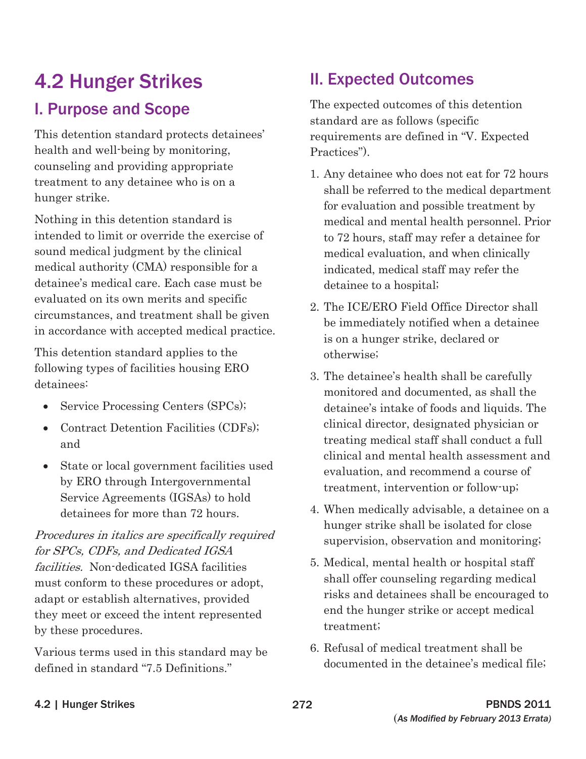# 4.2 Hunger Strikes

## I. Purpose and Scope

This detention standard protects detainees' health and well-being by monitoring, counseling and providing appropriate treatment to any detainee who is on a hunger strike.

Nothing in this detention standard is intended to limit or override the exercise of sound medical judgment by the clinical medical authority (CMA) responsible for a detainee's medical care. Each case must be evaluated on its own merits and specific circumstances, and treatment shall be given in accordance with accepted medical practice.

This detention standard applies to the following types of facilities housing ERO detainees:

- Service Processing Centers (SPCs);
- Contract Detention Facilities (CDFs); and
- State or local government facilities used by ERO through Intergovernmental Service Agreements (IGSAs) to hold detainees for more than 72 hours.

*Procedures in italics are specifically required for SPCs, CDFs, and Dedicated IGSA facilities.* Non-dedicated IGSA facilities must conform to these procedures or adopt, adapt or establish alternatives, provided they meet or exceed the intent represented by these procedures.

Various terms used in this standard may be defined in standard "7.5 Definitions."

## II. Expected Outcomes

The expected outcomes of this detention standard are as follows (specific requirements are defined in "V. Expected Practices").

1. Any detainee who does not eat for 72 hours shall be referred to the medical department for evaluation and possible treatment by medical and mental health personnel. Prior to 72 hours, staff may refer a detainee for medical evaluation, and when clinically indicated, medical staff may refer the detainee to a hospital;
2. The ICE/ERO Field Office Director shall be immediately notified when a detainee is on a hunger strike, declared or otherwise;
3. The detainee's health shall be carefully monitored and documented, as shall the detainee's intake of foods and liquids. The clinical director, designated physician or treating medical staff shall conduct a full clinical and mental health assessment and evaluation, and recommend a course of treatment, intervention or follow-up;
4. When medically advisable, a detainee on a hunger strike shall be isolated for close supervision, observation and monitoring;
5. Medical, mental health or hospital staff shall offer counseling regarding medical risks and detainees shall be encouraged to end the hunger strike or accept medical treatment;
6. Refusal of medical treatment shall be documented in the detainee's medical file;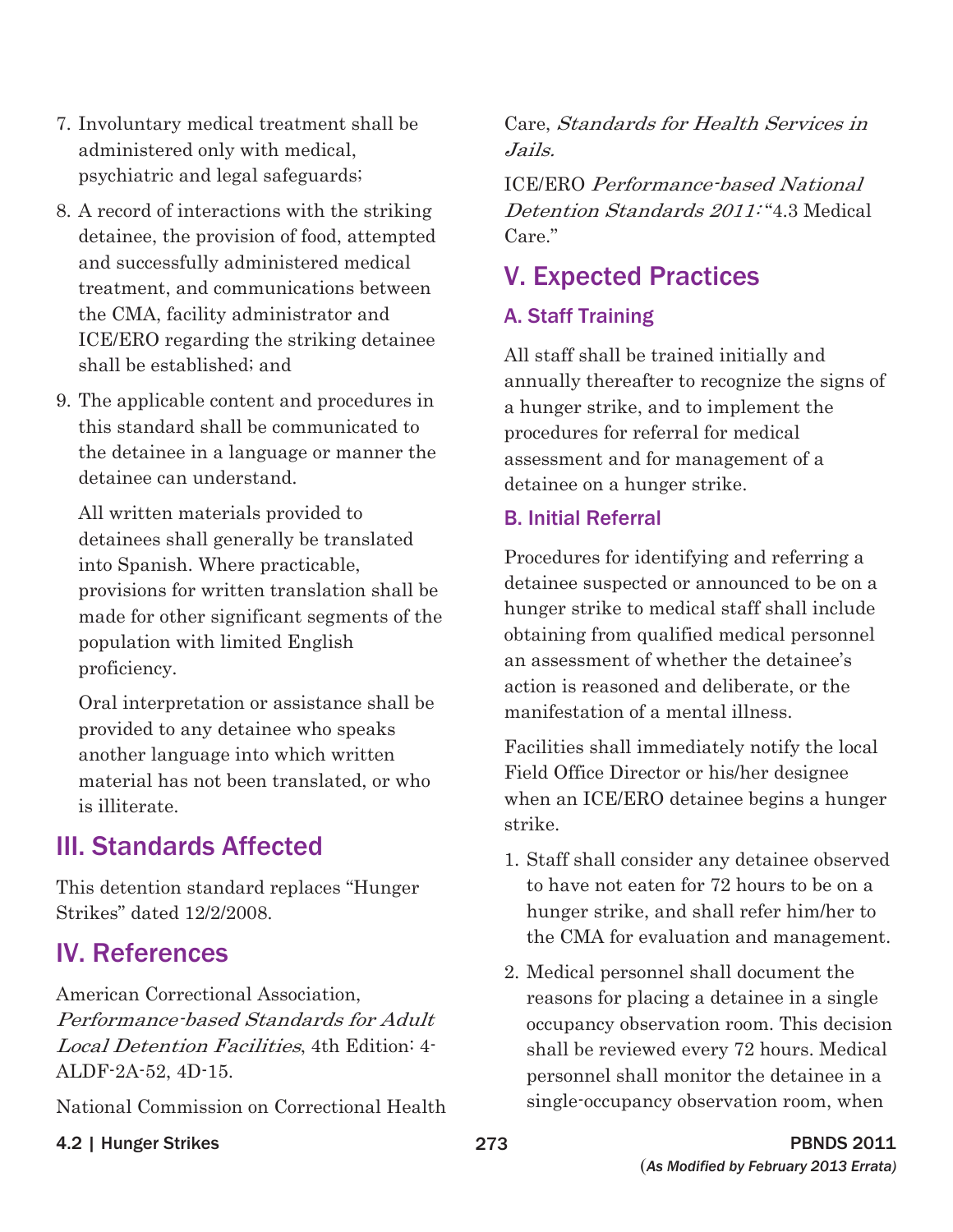7. Involuntary medical treatment shall be administered only with medical, psychiatric and legal safeguards;
8. A record of interactions with the striking detainee, the provision of food, attempted and successfully administered medical treatment, and communications between the CMA, facility administrator and ICE/ERO regarding the striking detainee shall be established; and
9. The applicable content and procedures in this standard shall be communicated to the detainee in a language or manner the detainee can understand.

   All written materials provided to detainees shall generally be translated into Spanish. Where practicable, provisions for written translation shall be made for other significant segments of the population with limited English proficiency.

   Oral interpretation or assistance shall be provided to any detainee who speaks another language into which written material has not been translated, or who is illiterate.

## III. Standards Affected

This detention standard replaces "Hunger Strikes" dated 12/2/2008.

## IV. References

American Correctional Association, *Performance-based Standards for Adult Local Detention Facilities*, 4th Edition: 4-ALDF-2A-52, 4D-15.

National Commission on Correctional Health Care, *Standards for Health Services in Jails.*

ICE/ERO *Performance-based National Detention Standards 2011:* "4.3 Medical Care."

## V. Expected Practices

### A. Staff Training

All staff shall be trained initially and annually thereafter to recognize the signs of a hunger strike, and to implement the procedures for referral for medical assessment and for management of a detainee on a hunger strike.

### B. Initial Referral

Procedures for identifying and referring a detainee suspected or announced to be on a hunger strike to medical staff shall include obtaining from qualified medical personnel an assessment of whether the detainee's action is reasoned and deliberate, or the manifestation of a mental illness.

Facilities shall immediately notify the local Field Office Director or his/her designee when an ICE/ERO detainee begins a hunger strike.

1. Staff shall consider any detainee observed to have not eaten for 72 hours to be on a hunger strike, and shall refer him/her to the CMA for evaluation and management.
2. Medical personnel shall document the reasons for placing a detainee in a single occupancy observation room. This decision shall be reviewed every 72 hours. Medical personnel shall monitor the detainee in a single-occupancy observation room, when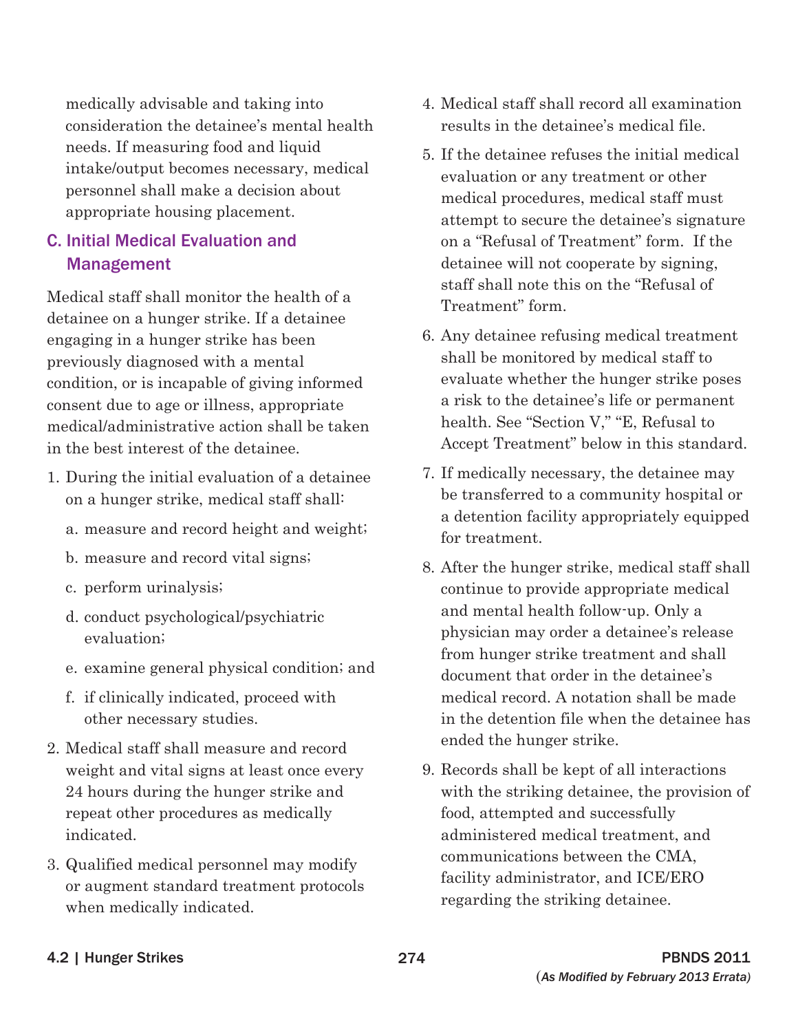medically advisable and taking into consideration the detainee's mental health needs. If measuring food and liquid intake/output becomes necessary, medical personnel shall make a decision about appropriate housing placement.

### C. Initial Medical Evaluation and Management

Medical staff shall monitor the health of a detainee on a hunger strike. If a detainee engaging in a hunger strike has been previously diagnosed with a mental condition, or is incapable of giving informed consent due to age or illness, appropriate medical/administrative action shall be taken in the best interest of the detainee.

1. During the initial evaluation of a detainee on a hunger strike, medical staff shall:
   a. measure and record height and weight;
   b. measure and record vital signs;
   c. perform urinalysis;
   d. conduct psychological/psychiatric evaluation;
   e. examine general physical condition; and
   f. if clinically indicated, proceed with other necessary studies.
2. Medical staff shall measure and record weight and vital signs at least once every 24 hours during the hunger strike and repeat other procedures as medically indicated.
3. Qualified medical personnel may modify or augment standard treatment protocols when medically indicated.
4. Medical staff shall record all examination results in the detainee's medical file.
5. If the detainee refuses the initial medical evaluation or any treatment or other medical procedures, medical staff must attempt to secure the detainee's signature on a "Refusal of Treatment" form. If the detainee will not cooperate by signing, staff shall note this on the "Refusal of Treatment" form.
6. Any detainee refusing medical treatment shall be monitored by medical staff to evaluate whether the hunger strike poses a risk to the detainee's life or permanent health. See "Section V," "E, Refusal to Accept Treatment" below in this standard.
7. If medically necessary, the detainee may be transferred to a community hospital or a detention facility appropriately equipped for treatment.
8. After the hunger strike, medical staff shall continue to provide appropriate medical and mental health follow-up. Only a physician may order a detainee's release from hunger strike treatment and shall document that order in the detainee's medical record. A notation shall be made in the detention file when the detainee has ended the hunger strike.
9. Records shall be kept of all interactions with the striking detainee, the provision of food, attempted and successfully administered medical treatment, and communications between the CMA, facility administrator, and ICE/ERO regarding the striking detainee.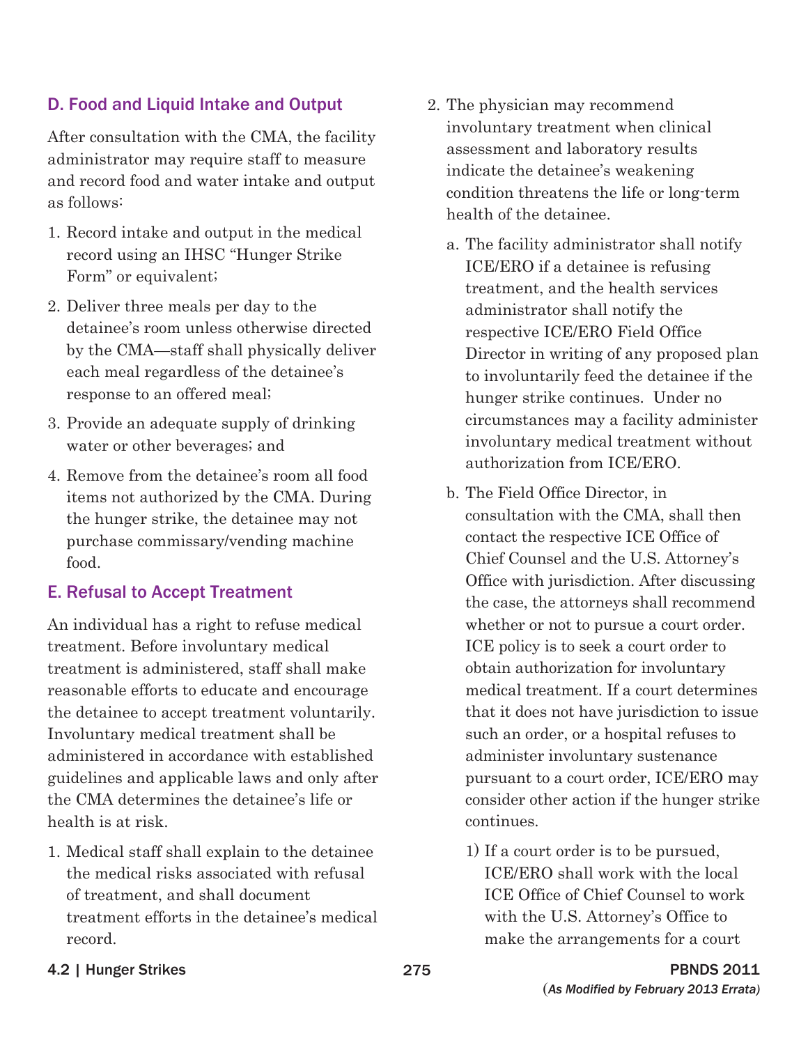### D. Food and Liquid Intake and Output

After consultation with the CMA, the facility administrator may require staff to measure and record food and water intake and output as follows:

1. Record intake and output in the medical record using an IHSC "Hunger Strike Form" or equivalent;
2. Deliver three meals per day to the detainee's room unless otherwise directed by the CMA—staff shall physically deliver each meal regardless of the detainee's response to an offered meal;
3. Provide an adequate supply of drinking water or other beverages; and
4. Remove from the detainee's room all food items not authorized by the CMA. During the hunger strike, the detainee may not purchase commissary/vending machine food.

### E. Refusal to Accept Treatment

An individual has a right to refuse medical treatment. Before involuntary medical treatment is administered, staff shall make reasonable efforts to educate and encourage the detainee to accept treatment voluntarily. Involuntary medical treatment shall be administered in accordance with established guidelines and applicable laws and only after the CMA determines the detainee's life or health is at risk.

1. Medical staff shall explain to the detainee the medical risks associated with refusal of treatment, and shall document treatment efforts in the detainee's medical record.
2. The physician may recommend involuntary treatment when clinical assessment and laboratory results indicate the detainee's weakening condition threatens the life or long-term health of the detainee.
   a. The facility administrator shall notify ICE/ERO if a detainee is refusing treatment, and the health services administrator shall notify the respective ICE/ERO Field Office Director in writing of any proposed plan to involuntarily feed the detainee if the hunger strike continues. Under no circumstances may a facility administer involuntary medical treatment without authorization from ICE/ERO.
   b. The Field Office Director, in consultation with the CMA, shall then contact the respective ICE Office of Chief Counsel and the U.S. Attorney's Office with jurisdiction. After discussing the case, the attorneys shall recommend whether or not to pursue a court order. ICE policy is to seek a court order to obtain authorization for involuntary medical treatment. If a court determines that it does not have jurisdiction to issue such an order, or a hospital refuses to administer involuntary sustenance pursuant to a court order, ICE/ERO may consider other action if the hunger strike continues.
      1) If a court order is to be pursued, ICE/ERO shall work with the local ICE Office of Chief Counsel to work with the U.S. Attorney's Office to make the arrangements for a court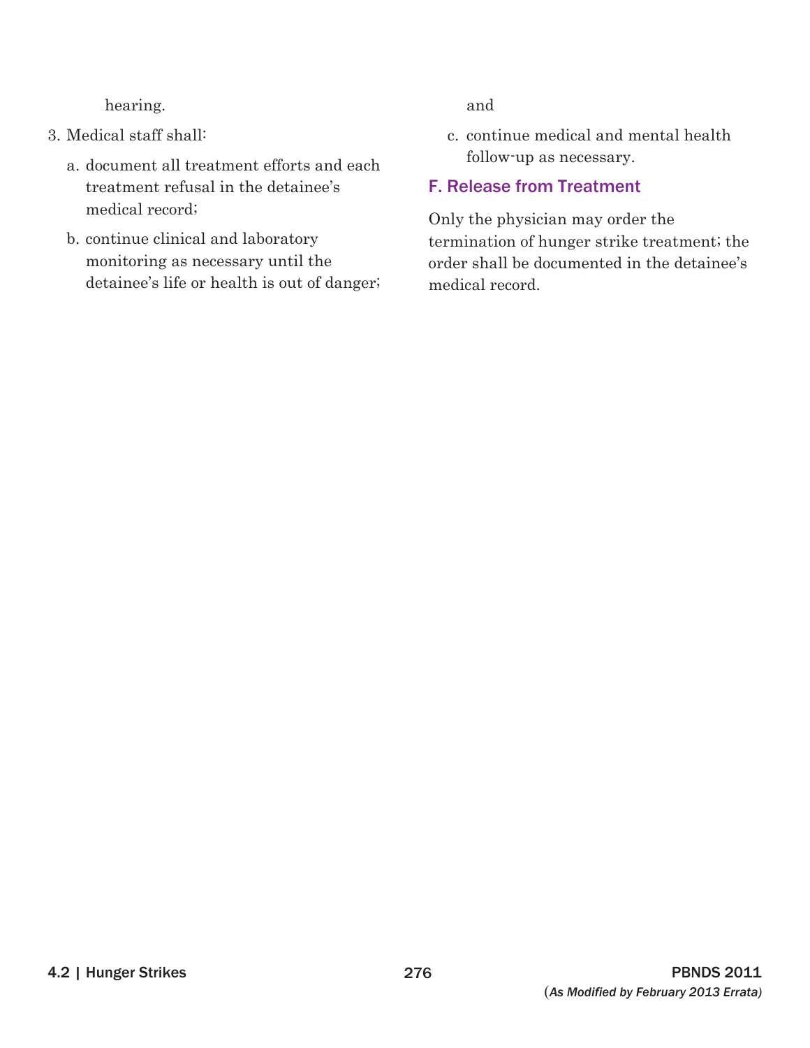hearing.

3. Medical staff shall:

   a. document all treatment efforts and each treatment refusal in the detainee's medical record;

   b. continue clinical and laboratory monitoring as necessary until the detainee's life or health is out of danger; and

   c. continue medical and mental health follow-up as necessary.

## F. Release from Treatment

Only the physician may order the termination of hunger strike treatment; the order shall be documented in the detainee's medical record.